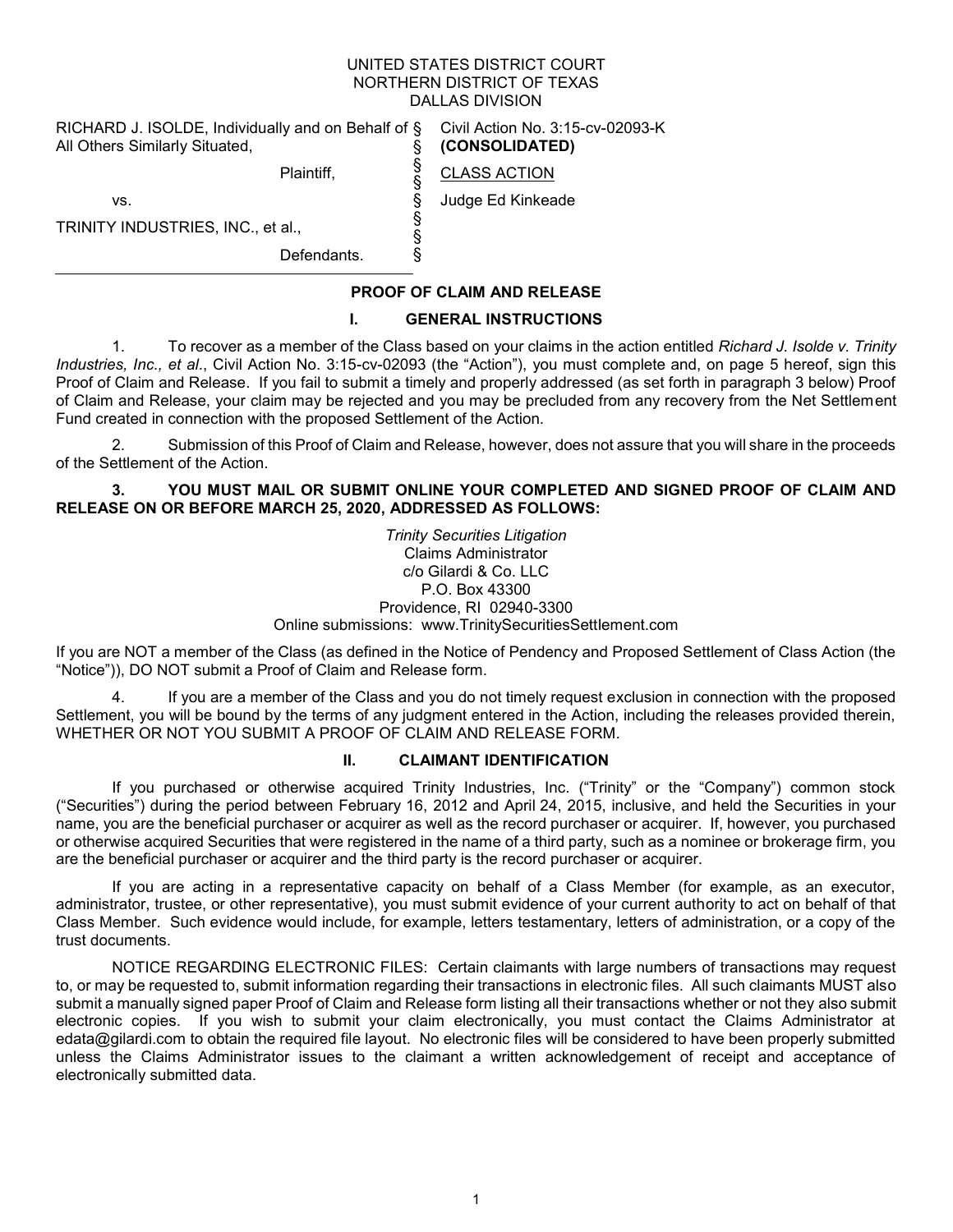UNITED STATES DISTRICT COURT
NORTHERN DISTRICT OF TEXAS
DALLAS DIVISION

| | | |
|---|---|---|
| RICHARD J. ISOLDE, Individually and on Behalf of All Others Similarly Situated, | § | Civil Action No. 3:15-cv-02093-K **(CONSOLIDATED)** |
| Plaintiff, | § | CLASS ACTION |
| vs. | § | Judge Ed Kinkeade |
| TRINITY INDUSTRIES, INC., et al., | § | |
| Defendants. | § | |

## PROOF OF CLAIM AND RELEASE

### I. GENERAL INSTRUCTIONS

1. To recover as a member of the Class based on your claims in the action entitled *Richard J. Isolde v. Trinity Industries, Inc., et al.*, Civil Action No. 3:15-cv-02093 (the "Action"), you must complete and, on page 5 hereof, sign this Proof of Claim and Release. If you fail to submit a timely and properly addressed (as set forth in paragraph 3 below) Proof of Claim and Release, your claim may be rejected and you may be precluded from any recovery from the Net Settlement Fund created in connection with the proposed Settlement of the Action.

2. Submission of this Proof of Claim and Release, however, does not assure that you will share in the proceeds of the Settlement of the Action.

**3. YOU MUST MAIL OR SUBMIT ONLINE YOUR COMPLETED AND SIGNED PROOF OF CLAIM AND RELEASE ON OR BEFORE MARCH 25, 2020, ADDRESSED AS FOLLOWS:**

*Trinity Securities Litigation*
Claims Administrator
c/o Gilardi & Co. LLC
P.O. Box 43300
Providence, RI 02940-3300
Online submissions: www.TrinitySecuritiesSettlement.com

If you are NOT a member of the Class (as defined in the Notice of Pendency and Proposed Settlement of Class Action (the "Notice")), DO NOT submit a Proof of Claim and Release form.

4. If you are a member of the Class and you do not timely request exclusion in connection with the proposed Settlement, you will be bound by the terms of any judgment entered in the Action, including the releases provided therein, WHETHER OR NOT YOU SUBMIT A PROOF OF CLAIM AND RELEASE FORM.

### II. CLAIMANT IDENTIFICATION

If you purchased or otherwise acquired Trinity Industries, Inc. ("Trinity" or the "Company") common stock ("Securities") during the period between February 16, 2012 and April 24, 2015, inclusive, and held the Securities in your name, you are the beneficial purchaser or acquirer as well as the record purchaser or acquirer. If, however, you purchased or otherwise acquired Securities that were registered in the name of a third party, such as a nominee or brokerage firm, you are the beneficial purchaser or acquirer and the third party is the record purchaser or acquirer.

If you are acting in a representative capacity on behalf of a Class Member (for example, as an executor, administrator, trustee, or other representative), you must submit evidence of your current authority to act on behalf of that Class Member. Such evidence would include, for example, letters testamentary, letters of administration, or a copy of the trust documents.

NOTICE REGARDING ELECTRONIC FILES: Certain claimants with large numbers of transactions may request to, or may be requested to, submit information regarding their transactions in electronic files. All such claimants MUST also submit a manually signed paper Proof of Claim and Release form listing all their transactions whether or not they also submit electronic copies. If you wish to submit your claim electronically, you must contact the Claims Administrator at edata@gilardi.com to obtain the required file layout. No electronic files will be considered to have been properly submitted unless the Claims Administrator issues to the claimant a written acknowledgement of receipt and acceptance of electronically submitted data.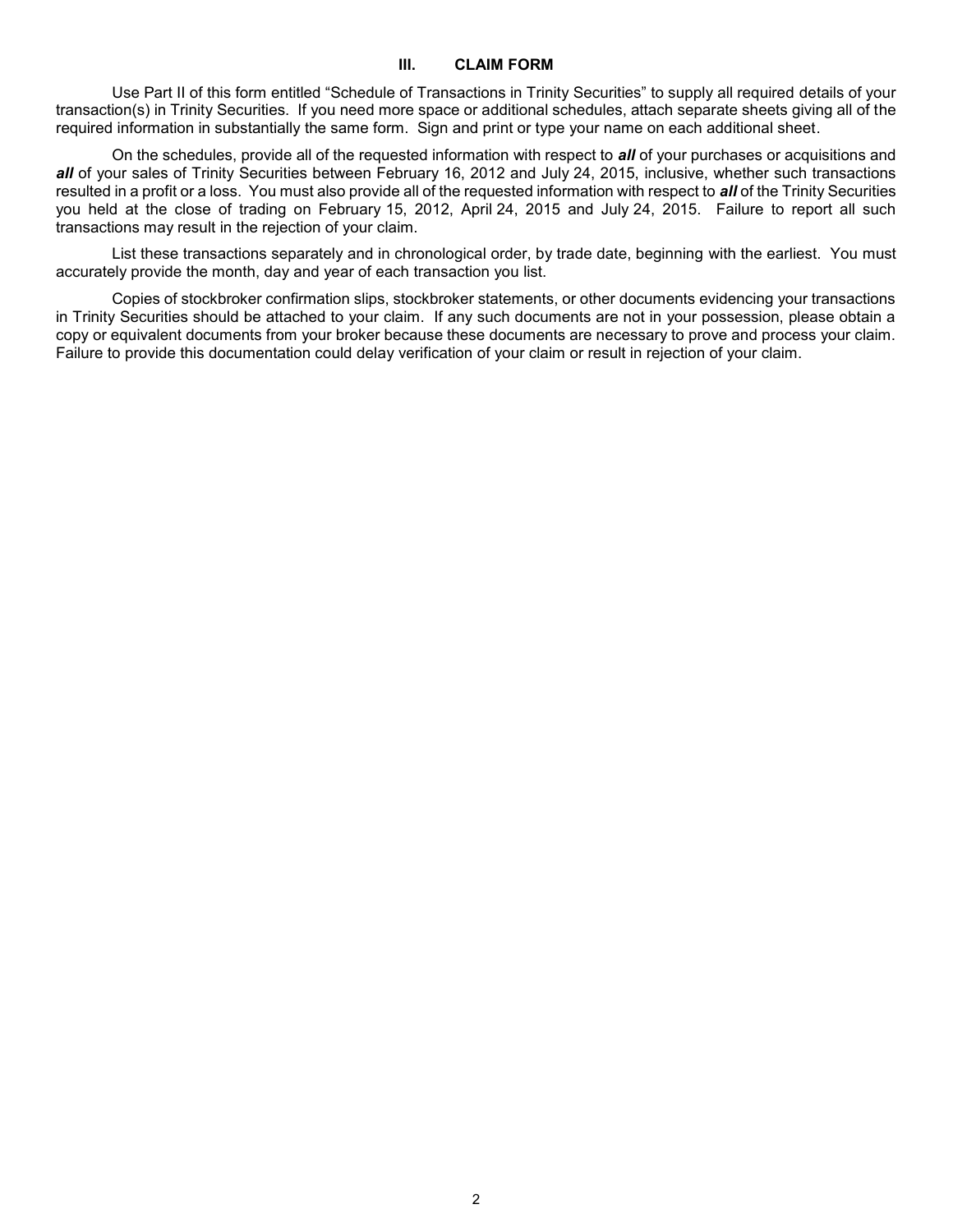## III. CLAIM FORM

Use Part II of this form entitled "Schedule of Transactions in Trinity Securities" to supply all required details of your transaction(s) in Trinity Securities. If you need more space or additional schedules, attach separate sheets giving all of the required information in substantially the same form. Sign and print or type your name on each additional sheet.

On the schedules, provide all of the requested information with respect to ***all*** of your purchases or acquisitions and ***all*** of your sales of Trinity Securities between February 16, 2012 and July 24, 2015, inclusive, whether such transactions resulted in a profit or a loss. You must also provide all of the requested information with respect to ***all*** of the Trinity Securities you held at the close of trading on February 15, 2012, April 24, 2015 and July 24, 2015. Failure to report all such transactions may result in the rejection of your claim.

List these transactions separately and in chronological order, by trade date, beginning with the earliest. You must accurately provide the month, day and year of each transaction you list.

Copies of stockbroker confirmation slips, stockbroker statements, or other documents evidencing your transactions in Trinity Securities should be attached to your claim. If any such documents are not in your possession, please obtain a copy or equivalent documents from your broker because these documents are necessary to prove and process your claim. Failure to provide this documentation could delay verification of your claim or result in rejection of your claim.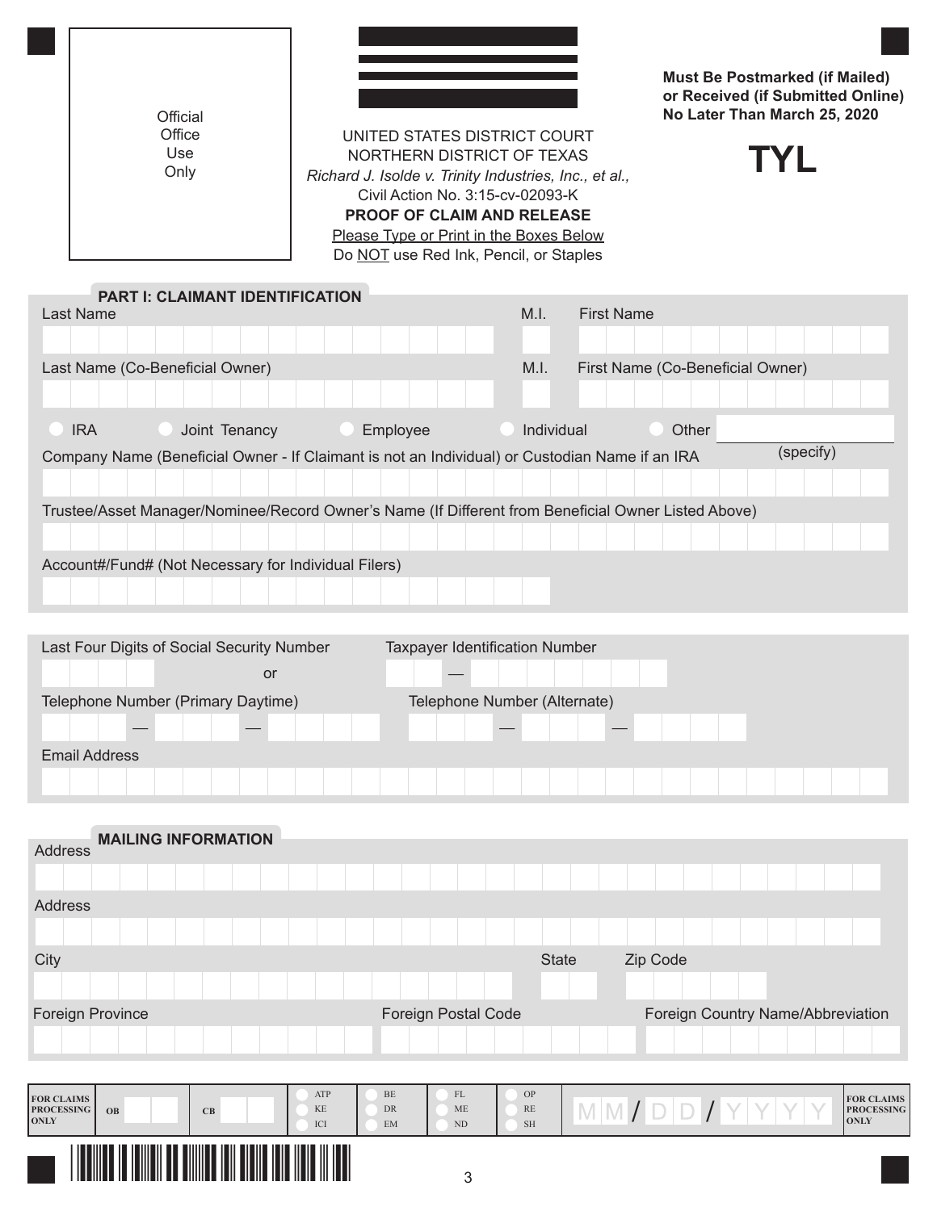Official Office Use Only

UNITED STATES DISTRICT COURT
NORTHERN DISTRICT OF TEXAS
*Richard J. Isolde v. Trinity Industries, Inc., et al.,*
Civil Action No. 3:15-cv-02093-K

**PROOF OF CLAIM AND RELEASE**

Please Type or Print in the Boxes Below
Do NOT use Red Ink, Pencil, or Staples

**Must Be Postmarked (if Mailed) or Received (if Submitted Online) No Later Than March 25, 2020**

# TYL

## PART I: CLAIMANT IDENTIFICATION

Last Name | M.I. | First Name

Last Name (Co-Beneficial Owner) | M.I. | First Name (Co-Beneficial Owner)

○ IRA ○ Joint Tenancy ○ Employee ○ Individual ○ Other (specify)

Company Name (Beneficial Owner - If Claimant is not an Individual) or Custodian Name if an IRA

Trustee/Asset Manager/Nominee/Record Owner's Name (If Different from Beneficial Owner Listed Above)

Account#/Fund# (Not Necessary for Individual Filers)

Last Four Digits of Social Security Number or Taxpayer Identification Number

Telephone Number (Primary Daytime) | Telephone Number (Alternate)

Email Address

## MAILING INFORMATION

Address

Address

City | State | Zip Code

Foreign Province | Foreign Postal Code | Foreign Country Name/Abbreviation

| FOR CLAIMS PROCESSING ONLY | OB | CB | ATP KE ICI | BE DR EM | FL ME ND | OP RE SH | MM / DD / YYYY | FOR CLAIMS PROCESSING ONLY |
|---|---|---|---|---|---|---|---|---|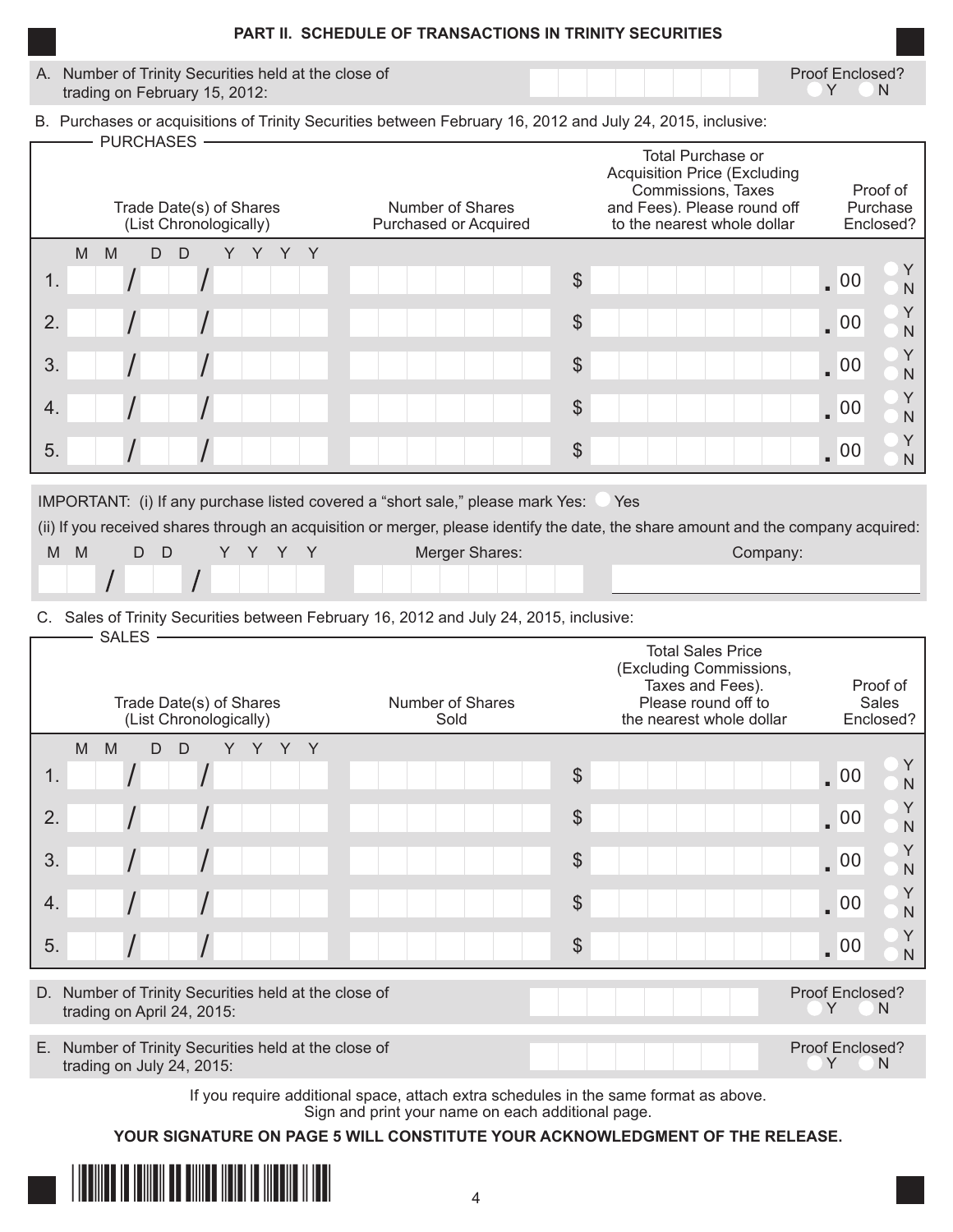## PART II. SCHEDULE OF TRANSACTIONS IN TRINITY SECURITIES

A. Number of Trinity Securities held at the close of trading on February 15, 2012: ____________ Proof Enclosed? ○ Y ○ N

B. Purchases or acquisitions of Trinity Securities between February 16, 2012 and July 24, 2015, inclusive:

**PURCHASES**

| | Trade Date(s) of Shares (List Chronologically) MM / DD / YYYY | Number of Shares Purchased or Acquired | Total Purchase or Acquisition Price (Excluding Commissions, Taxes and Fees). Please round off to the nearest whole dollar | Proof of Purchase Enclosed? |
|---|---|---|---|---|
| 1. | / / | | $ .00 | ○ Y ○ N |
| 2. | / / | | $ .00 | ○ Y ○ N |
| 3. | / / | | $ .00 | ○ Y ○ N |
| 4. | / / | | $ .00 | ○ Y ○ N |
| 5. | / / | | $ .00 | ○ Y ○ N |

IMPORTANT: (i) If any purchase listed covered a "short sale," please mark Yes: ○ Yes

(ii) If you received shares through an acquisition or merger, please identify the date, the share amount and the company acquired:

| MM / DD / YYYY | Merger Shares: | Company: |
|---|---|---|
| / / | | |

C. Sales of Trinity Securities between February 16, 2012 and July 24, 2015, inclusive:

**SALES**

| | Trade Date(s) of Shares (List Chronologically) MM / DD / YYYY | Number of Shares Sold | Total Sales Price (Excluding Commissions, Taxes and Fees). Please round off to the nearest whole dollar | Proof of Sales Enclosed? |
|---|---|---|---|---|
| 1. | / / | | $ .00 | ○ Y ○ N |
| 2. | / / | | $ .00 | ○ Y ○ N |
| 3. | / / | | $ .00 | ○ Y ○ N |
| 4. | / / | | $ .00 | ○ Y ○ N |
| 5. | / / | | $ .00 | ○ Y ○ N |

D. Number of Trinity Securities held at the close of trading on April 24, 2015: ____________ Proof Enclosed? ○ Y ○ N

E. Number of Trinity Securities held at the close of trading on July 24, 2015: ____________ Proof Enclosed? ○ Y ○ N

If you require additional space, attach extra schedules in the same format as above. Sign and print your name on each additional page.

**YOUR SIGNATURE ON PAGE 5 WILL CONSTITUTE YOUR ACKNOWLEDGMENT OF THE RELEASE.**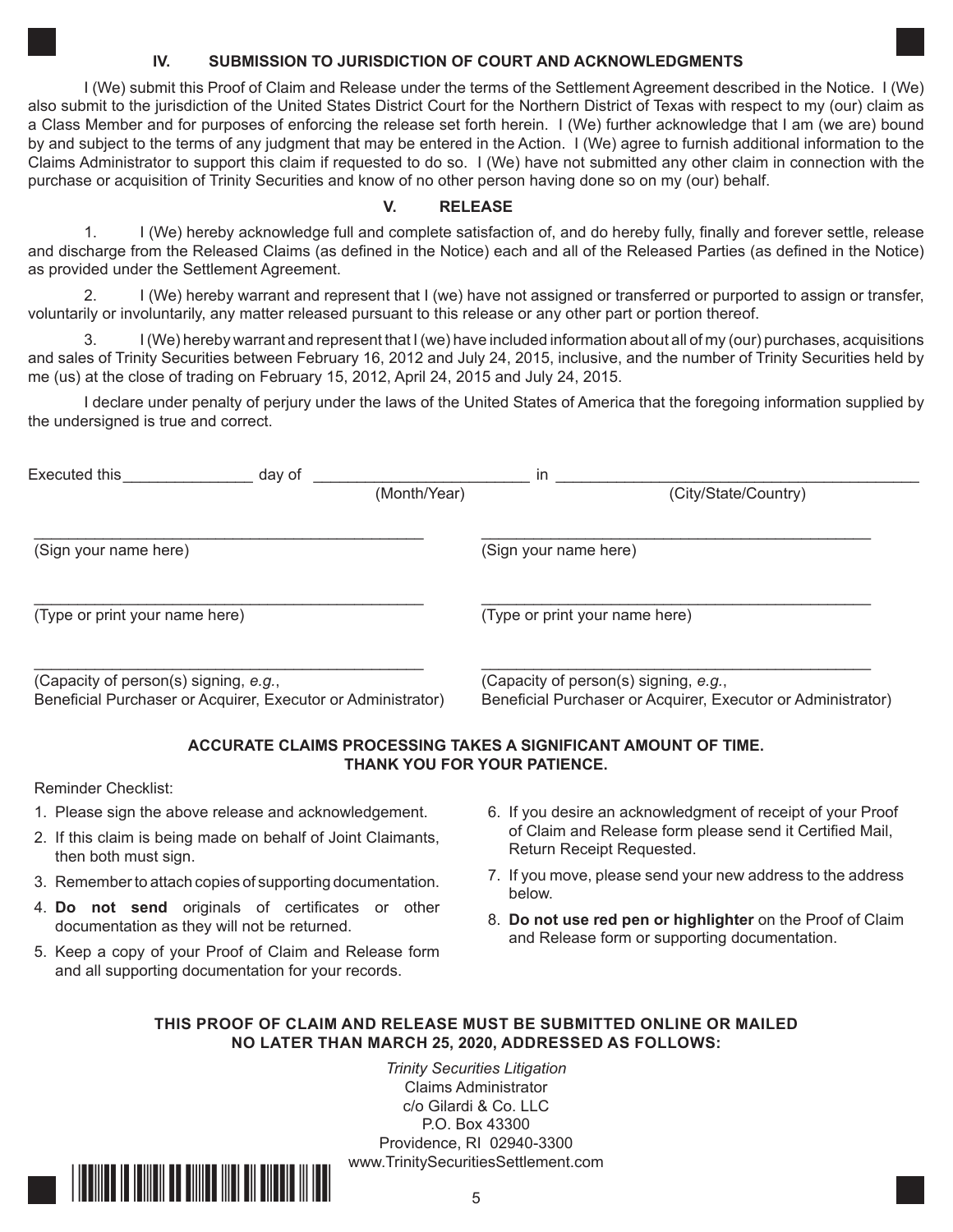## IV. SUBMISSION TO JURISDICTION OF COURT AND ACKNOWLEDGMENTS

I (We) submit this Proof of Claim and Release under the terms of the Settlement Agreement described in the Notice. I (We) also submit to the jurisdiction of the United States District Court for the Northern District of Texas with respect to my (our) claim as a Class Member and for purposes of enforcing the release set forth herein. I (We) further acknowledge that I am (we are) bound by and subject to the terms of any judgment that may be entered in the Action. I (We) agree to furnish additional information to the Claims Administrator to support this claim if requested to do so. I (We) have not submitted any other claim in connection with the purchase or acquisition of Trinity Securities and know of no other person having done so on my (our) behalf.

## V. RELEASE

1. I (We) hereby acknowledge full and complete satisfaction of, and do hereby fully, finally and forever settle, release and discharge from the Released Claims (as defined in the Notice) each and all of the Released Parties (as defined in the Notice) as provided under the Settlement Agreement.

2. I (We) hereby warrant and represent that I (we) have not assigned or transferred or purported to assign or transfer, voluntarily or involuntarily, any matter released pursuant to this release or any other part or portion thereof.

3. I (We) hereby warrant and represent that I (we) have included information about all of my (our) purchases, acquisitions and sales of Trinity Securities between February 16, 2012 and July 24, 2015, inclusive, and the number of Trinity Securities held by me (us) at the close of trading on February 15, 2012, April 24, 2015 and July 24, 2015.

I declare under penalty of perjury under the laws of the United States of America that the foregoing information supplied by the undersigned is true and correct.

Executed this_______________ day of _________________________ in ___________________________________________
(Month/Year) (City/State/Country)

______________________________________________
(Sign your name here)

______________________________________________
(Sign your name here)

______________________________________________
(Type or print your name here)

______________________________________________
(Type or print your name here)

______________________________________________
(Capacity of person(s) signing, *e.g.*, Beneficial Purchaser or Acquirer, Executor or Administrator)

______________________________________________
(Capacity of person(s) signing, *e.g.*, Beneficial Purchaser or Acquirer, Executor or Administrator)

**ACCURATE CLAIMS PROCESSING TAKES A SIGNIFICANT AMOUNT OF TIME.**
**THANK YOU FOR YOUR PATIENCE.**

Reminder Checklist:

1. Please sign the above release and acknowledgement.
2. If this claim is being made on behalf of Joint Claimants, then both must sign.
3. Remember to attach copies of supporting documentation.
4. **Do not send** originals of certificates or other documentation as they will not be returned.
5. Keep a copy of your Proof of Claim and Release form and all supporting documentation for your records.
6. If you desire an acknowledgment of receipt of your Proof of Claim and Release form please send it Certified Mail, Return Receipt Requested.
7. If you move, please send your new address to the address below.
8. **Do not use red pen or highlighter** on the Proof of Claim and Release form or supporting documentation.

**THIS PROOF OF CLAIM AND RELEASE MUST BE SUBMITTED ONLINE OR MAILED NO LATER THAN MARCH 25, 2020, ADDRESSED AS FOLLOWS:**

*Trinity Securities Litigation*
Claims Administrator
c/o Gilardi & Co. LLC
P.O. Box 43300
Providence, RI 02940-3300
www.TrinitySecuritiesSettlement.com